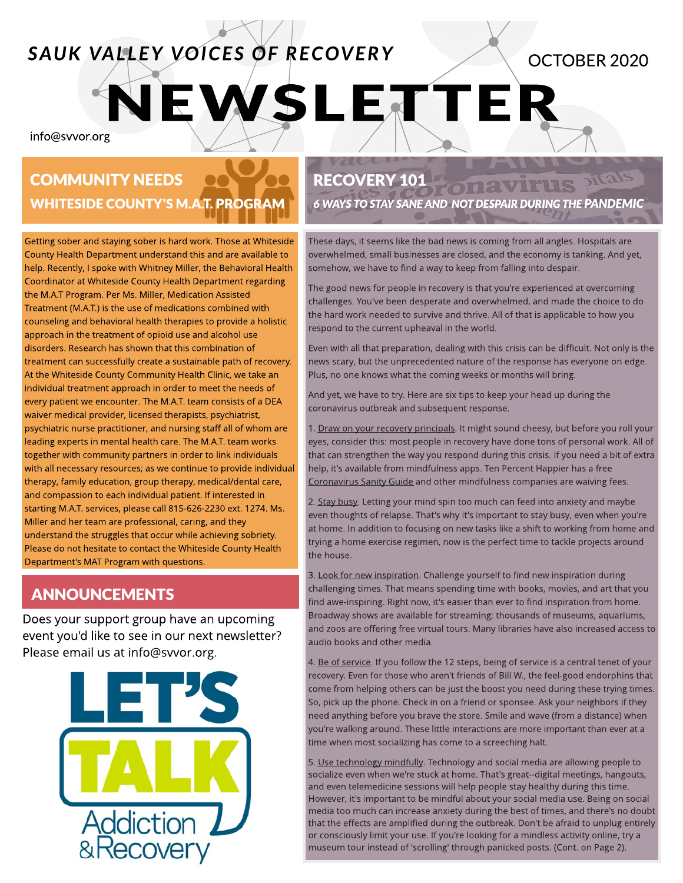*SAUK VALLEY VOICES OF RECOVERY*

OCTOBER 2020

# NEWSLETTER

info@svvor.org

## COMMUNITY NEEDS

### WHITESIDE COUNTY'S M.A.T. PROGRAM

Getting sober and staying sober is hard work. Those at Whiteside County Health Department understand this and are available to help. Recently, I spoke with Whitney Miller, the Behavioral Health Coordinator at Whiteside County Health Department regarding the M.A.T Program. Per Ms. Miller, Medication Assisted Treatment (M.A.T.) is the use of medications combined with counseling and behavioral health therapies to provide a holistic approach in the treatment of opioid use and alcohol use disorders. Research has shown that this combination of treatment can successfully create a sustainable path of recovery. At the Whiteside County Community Health Clinic, we take an individual treatment approach in order to meet the needs of every patient we encounter. The M.A.T. team consists of a DEA waiver medical provider, licensed therapists, psychiatrist, psychiatric nurse practitioner, and nursing staff all of whom are leading experts in mental health care. The M.A.T. team works together with community partners in order to link individuals with all necessary resources; as we continue to provide individual therapy, family education, group therapy, medical/dental care, and compassion to each individual patient. If interested in starting M.A.T. services, please call 815-626-2230 ext. 1274. Ms. Miller and her team are professional, caring, and they understand the struggles that occur while achieving sobriety. Please do not hesitate to contact the Whiteside County Health Department's MAT Program with questions.

## ANNOUNCEMENTS

Does your support group have an upcoming event you'd like to see in our next newsletter? Please email us at info@svvor.org.

LET'S TALK Addiction & Recovery

## RECOVERY 101

### *6 WAYS TO STAY SANE AND NOT DESPAIR DURING THE PANDEMIC*

These days, it seems like the bad news is coming from all angles. Hospitals are overwhelmed, small businesses are closed, and the economy is tanking. And yet, somehow, we have to find a way to keep from falling into despair.

The good news for people in recovery is that you're experienced at overcoming challenges. You've been desperate and overwhelmed, and made the choice to do the hard work needed to survive and thrive. All of that is applicable to how you respond to the current upheaval in the world.

Even with all that preparation, dealing with this crisis can be difficult. Not only is the news scary, but the unprecedented nature of the response has everyone on edge. Plus, no one knows what the coming weeks or months will bring.

And yet, we have to try. Here are six tips to keep your head up during the coronavirus outbreak and subsequent response.

1. Draw on your recovery principals. It might sound cheesy, but before you roll your eyes, consider this: most people in recovery have done tons of personal work. All of that can strengthen the way you respond during this crisis. If you need a bit of extra help, it's available from mindfulness apps. Ten Percent Happier has a free Coronavirus Sanity Guide and other mindfulness companies are waiving fees.

2. Stay busy. Letting your mind spin too much can feed into anxiety and maybe even thoughts of relapse. That's why it's important to stay busy, even when you're at home. In addition to focusing on new tasks like a shift to working from home and trying a home exercise regimen, now is the perfect time to tackle projects around the house.

3. Look for new inspiration. Challenge yourself to find new inspiration during challenging times. That means spending time with books, movies, and art that you find awe-inspiring. Right now, it's easier than ever to find inspiration from home. Broadway shows are available for streaming; thousands of museums, aquariums, and zoos are offering free virtual tours. Many libraries have also increased access to audio books and other media.

4. Be of service. If you follow the 12 steps, being of service is a central tenet of your recovery. Even for those who aren't friends of Bill W., the feel-good endorphins that come from helping others can be just the boost you need during these trying times. So, pick up the phone. Check in on a friend or sponsee. Ask your neighbors if they need anything before you brave the store. Smile and wave (from a distance) when you're walking around. These little interactions are more important than ever at a time when most socializing has come to a screeching halt.

5. Use technology mindfully. Technology and social media are allowing people to socialize even when we're stuck at home. That's great--digital meetings, hangouts, and even telemedicine sessions will help people stay healthy during this time. However, it's important to be mindful about your social media use. Being on social media too much can increase anxiety during the best of times, and there's no doubt that the effects are amplified during the outbreak. Don't be afraid to unplug entirely or consciously limit your use. If you're looking for a mindless activity online, try a museum tour instead of 'scrolling' through panicked posts. (Cont. on Page 2).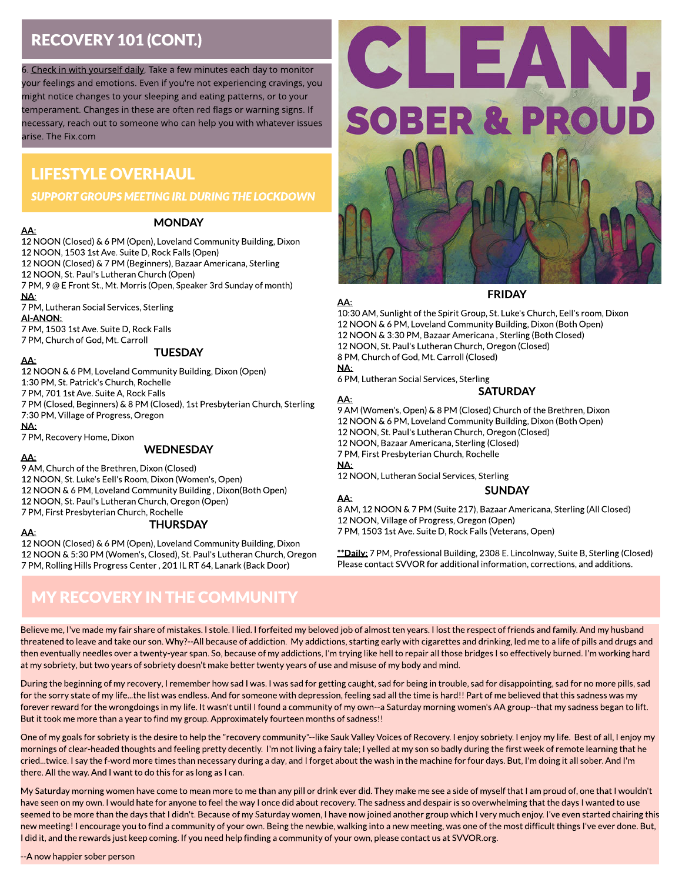## RECOVERY 101 (CONT.)

6. Check in with yourself daily. Take a few minutes each day to monitor your feelings and emotions. Even if you're not experiencing cravings, you might notice changes to your sleeping and eating patterns, or to your temperament. Changes in these are often red flags or warning signs. If necessary, reach out to someone who can help you with whatever issues arise. The Fix.com

## LIFESTYLE OVERHAUL

*SUPPORT GROUPS MEETING IRL DURING THE LOCKDOWN*

### MONDAY

**AA:**
12 NOON (Closed) & 6 PM (Open), Loveland Community Building, Dixon
12 NOON, 1503 1st Ave. Suite D, Rock Falls (Open)
12 NOON (Closed) & 7 PM (Beginners), Bazaar Americana, Sterling
12 NOON, St. Paul's Lutheran Church (Open)
7 PM, 9 @ E Front St., Mt. Morris (Open, Speaker 3rd Sunday of month)

**NA:**
7 PM, Lutheran Social Services, Sterling

**Al-ANON:**
7 PM, 1503 1st Ave. Suite D, Rock Falls
7 PM, Church of God, Mt. Carroll

### TUESDAY

**AA:**
12 NOON & 6 PM, Loveland Community Building, Dixon (Open)
1:30 PM, St. Patrick's Church, Rochelle
7 PM, 701 1st Ave. Suite A, Rock Falls
7 PM (Closed, Beginners) & 8 PM (Closed), 1st Presbyterian Church, Sterling
7:30 PM, Village of Progress, Oregon

**NA:**
7 PM, Recovery Home, Dixon

### WEDNESDAY

**AA:**
9 AM, Church of the Brethren, Dixon (Closed)
12 NOON, St. Luke's Eell's Room, Dixon (Women's, Open)
12 NOON & 6 PM, Loveland Community Building , Dixon(Both Open)
12 NOON, St. Paul's Lutheran Church, Oregon (Open)
7 PM, First Presbyterian Church, Rochelle

### THURSDAY

**AA:**
12 NOON (Closed) & 6 PM (Open), Loveland Community Building, Dixon
12 NOON & 5:30 PM (Women's, Closed), St. Paul's Lutheran Church, Oregon
7 PM, Rolling Hills Progress Center , 201 IL RT 64, Lanark (Back Door)

# CLEAN, SOBER & PROUD

### FRIDAY

**AA:**
10:30 AM, Sunlight of the Spirit Group, St. Luke's Church, Eell's room, Dixon
12 NOON & 6 PM, Loveland Community Building, Dixon (Both Open)
12 NOON & 3:30 PM, Bazaar Americana , Sterling (Both Closed)
12 NOON, St. Paul's Lutheran Church, Oregon (Closed)
8 PM, Church of God, Mt. Carroll (Closed)

**NA:**
6 PM, Lutheran Social Services, Sterling

### SATURDAY

**AA:**
9 AM (Women's, Open) & 8 PM (Closed) Church of the Brethren, Dixon
12 NOON & 6 PM, Loveland Community Building, Dixon (Both Open)
12 NOON, St. Paul's Lutheran Church, Oregon (Closed)
12 NOON, Bazaar Americana, Sterling (Closed)
7 PM, First Presbyterian Church, Rochelle

**NA:**
12 NOON, Lutheran Social Services, Sterling

### SUNDAY

**AA:**
8 AM, 12 NOON & 7 PM (Suite 217), Bazaar Americana, Sterling (All Closed)
12 NOON, Village of Progress, Oregon (Open)
7 PM, 1503 1st Ave. Suite D, Rock Falls (Veterans, Open)

****Daily:** 7 PM, Professional Building, 2308 E. Lincolnway, Suite B, Sterling (Closed)
Please contact SVVOR for additional information, corrections, and additions.

## MY RECOVERY IN THE COMMUNITY

Believe me, I've made my fair share of mistakes. I stole. I lied. I forfeited my beloved job of almost ten years. I lost the respect of friends and family. And my husband threatened to leave and take our son. Why?--All because of addiction. My addictions, starting early with cigarettes and drinking, led me to a life of pills and drugs and then eventually needles over a twenty-year span. So, because of my addictions, I'm trying like hell to repair all those bridges I so effectively burned. I'm working hard at my sobriety, but two years of sobriety doesn't make better twenty years of use and misuse of my body and mind.

During the beginning of my recovery, I remember how sad I was. I was sad for getting caught, sad for being in trouble, sad for disappointing, sad for no more pills, sad for the sorry state of my life...the list was endless. And for someone with depression, feeling sad all the time is hard!! Part of me believed that this sadness was my forever reward for the wrongdoings in my life. It wasn't until I found a community of my own--a Saturday morning women's AA group--that my sadness began to lift. But it took me more than a year to find my group. Approximately fourteen months of sadness!!

One of my goals for sobriety is the desire to help the "recovery community"--like Sauk Valley Voices of Recovery. I enjoy sobriety. I enjoy my life. Best of all, I enjoy my mornings of clear-headed thoughts and feeling pretty decently. I'm not living a fairy tale; I yelled at my son so badly during the first week of remote learning that he cried...twice. I say the f-word more times than necessary during a day, and I forget about the wash in the machine for four days. But, I'm doing it all sober. And I'm there. All the way. And I want to do this for as long as I can.

My Saturday morning women have come to mean more to me than any pill or drink ever did. They make me see a side of myself that I am proud of, one that I wouldn't have seen on my own. I would hate for anyone to feel the way I once did about recovery. The sadness and despair is so overwhelming that the days I wanted to use seemed to be more than the days that I didn't. Because of my Saturday women, I have now joined another group which I very much enjoy. I've even started chairing this new meeting! I encourage you to find a community of your own. Being the newbie, walking into a new meeting, was one of the most difficult things I've ever done. But, I did it, and the rewards just keep coming. If you need help finding a community of your own, please contact us at SVVOR.org.

--A now happier sober person